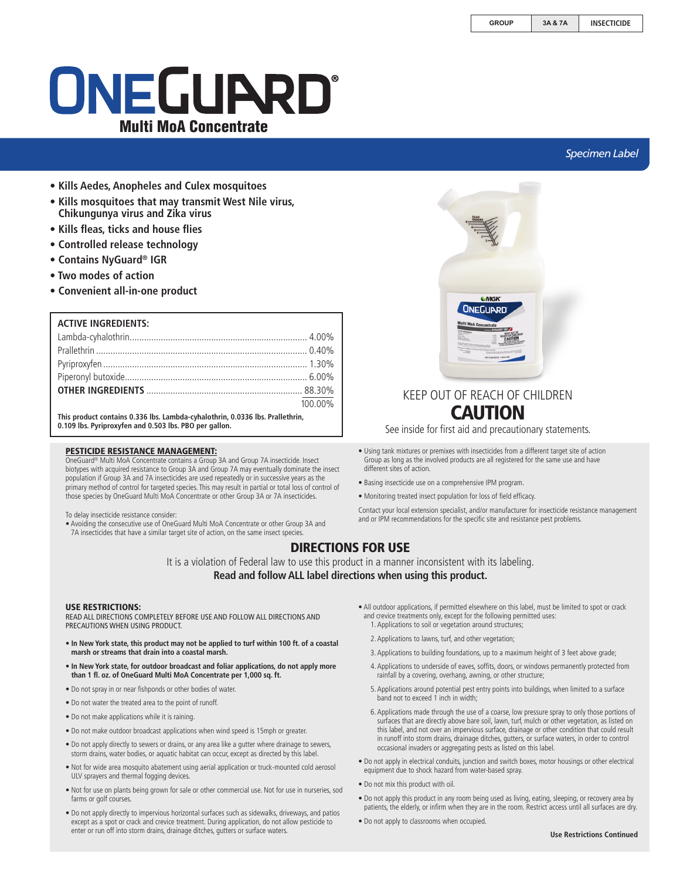| GROUP | 3A & 7A | INSECTICIDE |
|---|---|---|

# ONEGUARD®

## Multi MoA Concentrate

*Specimen Label*

- **Kills Aedes, Anopheles and Culex mosquitoes**
- **Kills mosquitoes that may transmit West Nile virus, Chikungunya virus and Zika virus**
- **Kills fleas, ticks and house flies**
- **Controlled release technology**
- **Contains NyGuard® IGR**
- **Two modes of action**
- **Convenient all-in-one product**

| ACTIVE INGREDIENTS: | |
|---|---|
| Lambda-cyhalothrin | 4.00% |
| Prallethrin | 0.40% |
| Pyriproxyfen | 1.30% |
| Piperonyl butoxide | 6.00% |
| **OTHER INGREDIENTS** | 88.30% |
| | 100.00% |

**This product contains 0.336 lbs. Lambda-cyhalothrin, 0.0336 lbs. Prallethrin, 0.109 lbs. Pyriproxyfen and 0.503 lbs. PBO per gallon.**

KEEP OUT OF REACH OF CHILDREN

# CAUTION

See inside for first aid and precautionary statements.

### PESTICIDE RESISTANCE MANAGEMENT:

OneGuard® Multi MoA Concentrate contains a Group 3A and Group 7A insecticide. Insect biotypes with acquired resistance to Group 3A and Group 7A may eventually dominate the insect population if Group 3A and 7A insecticides are used repeatedly or in successive years as the primary method of control for targeted species. This may result in partial or total loss of control of those species by OneGuard Multi MoA Concentrate or other Group 3A or 7A insecticides.

To delay insecticide resistance consider:

- Avoiding the consecutive use of OneGuard Multi MoA Concentrate or other Group 3A and 7A insecticides that have a similar target site of action, on the same insect species.
- Using tank mixtures or premixes with insecticides from a different target site of action Group as long as the involved products are all registered for the same use and have different sites of action.
- Basing insecticide use on a comprehensive IPM program.
- Monitoring treated insect population for loss of field efficacy.

Contact your local extension specialist, and/or manufacturer for insecticide resistance management and or IPM recommendations for the specific site and resistance pest problems.

## DIRECTIONS FOR USE

It is a violation of Federal law to use this product in a manner inconsistent with its labeling.
**Read and follow ALL label directions when using this product.**

### USE RESTRICTIONS:

READ ALL DIRECTIONS COMPLETELY BEFORE USE AND FOLLOW ALL DIRECTIONS AND PRECAUTIONS WHEN USING PRODUCT.

- **In New York state, this product may not be applied to turf within 100 ft. of a coastal marsh or streams that drain into a coastal marsh.**
- **In New York state, for outdoor broadcast and foliar applications, do not apply more than 1 fl. oz. of OneGuard Multi MoA Concentrate per 1,000 sq. ft.**
- Do not spray in or near fishponds or other bodies of water.
- Do not water the treated area to the point of runoff.
- Do not make applications while it is raining.
- Do not make outdoor broadcast applications when wind speed is 15mph or greater.
- Do not apply directly to sewers or drains, or any area like a gutter where drainage to sewers, storm drains, water bodies, or aquatic habitat can occur, except as directed by this label.
- Not for wide area mosquito abatement using aerial application or truck-mounted cold aerosol ULV sprayers and thermal fogging devices.
- Not for use on plants being grown for sale or other commercial use. Not for use in nurseries, sod farms or golf courses.
- Do not apply directly to impervious horizontal surfaces such as sidewalks, driveways, and patios except as a spot or crack and crevice treatment. During application, do not allow pesticide to enter or run off into storm drains, drainage ditches, gutters or surface waters.
- All outdoor applications, if permitted elsewhere on this label, must be limited to spot or crack and crevice treatments only, except for the following permitted uses:
  1. Applications to soil or vegetation around structures;
  2. Applications to lawns, turf, and other vegetation;
  3. Applications to building foundations, up to a maximum height of 3 feet above grade;
  4. Applications to underside of eaves, soffits, doors, or windows permanently protected from rainfall by a covering, overhang, awning, or other structure;
  5. Applications around potential pest entry points into buildings, when limited to a surface band not to exceed 1 inch in width;
  6. Applications made through the use of a coarse, low pressure spray to only those portions of surfaces that are directly above bare soil, lawn, turf, mulch or other vegetation, as listed on this label, and not over an impervious surface, drainage or other condition that could result in runoff into storm drains, drainage ditches, gutters, or surface waters, in order to control occasional invaders or aggregating pests as listed on this label.
- Do not apply in electrical conduits, junction and switch boxes, motor housings or other electrical equipment due to shock hazard from water-based spray.
- Do not mix this product with oil.
- Do not apply this product in any room being used as living, eating, sleeping, or recovery area by patients, the elderly, or infirm when they are in the room. Restrict access until all surfaces are dry.
- Do not apply to classrooms when occupied.

**Use Restrictions Continued**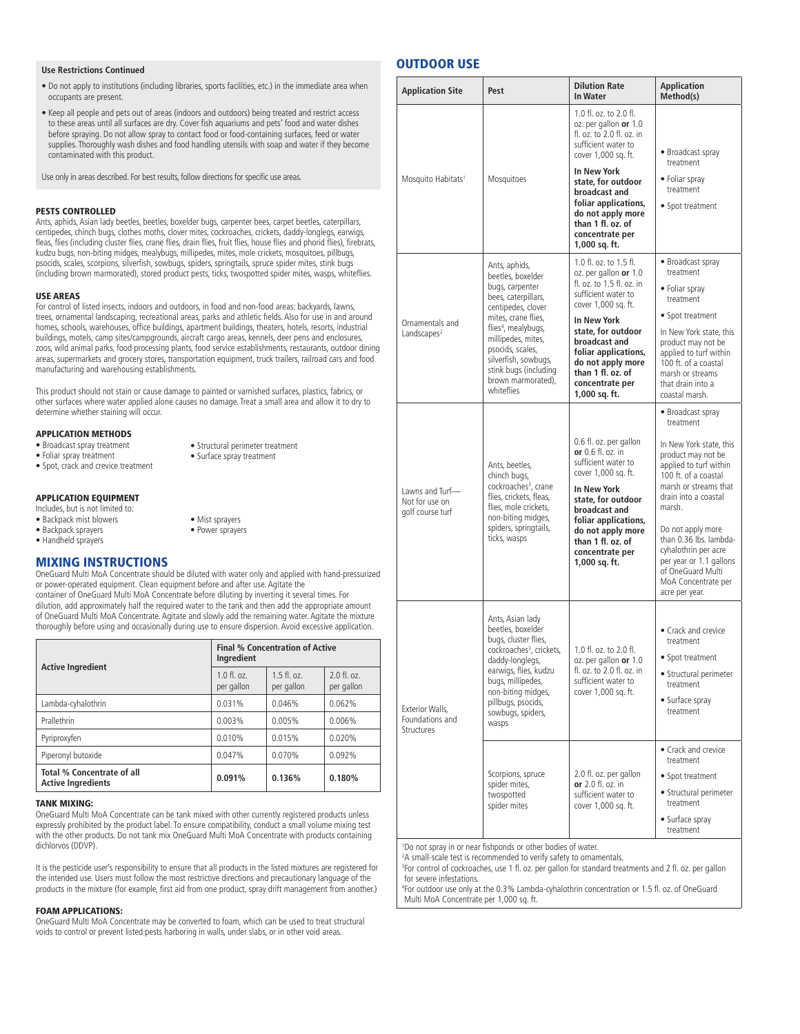**Use Restrictions Continued**

- Do not apply to institutions (including libraries, sports facilities, etc.) in the immediate area when occupants are present.
- Keep all people and pets out of areas (indoors and outdoors) being treated and restrict access to these areas until all surfaces are dry. Cover fish aquariums and pets' food and water dishes before spraying. Do not allow spray to contact food or food-containing surfaces, feed or water supplies. Thoroughly wash dishes and food handling utensils with soap and water if they become contaminated with this product.

Use only in areas described. For best results, follow directions for specific use areas.

### PESTS CONTROLLED

Ants, aphids, Asian lady beetles, beetles, boxelder bugs, carpenter bees, carpet beetles, caterpillars, centipedes, chinch bugs, clothes moths, clover mites, cockroaches, crickets, daddy-longlegs, earwigs, fleas, flies (including cluster flies, crane flies, drain flies, fruit flies, house flies and phorid flies), firebrats, kudzu bugs, non-biting midges, mealybugs, millipedes, mites, mole crickets, mosquitoes, pillbugs, psocids, scales, scorpions, silverfish, sowbugs, spiders, springtails, spruce spider mites, stink bugs (including brown marmorated), stored product pests, ticks, twospotted spider mites, wasps, whiteflies.

### USE AREAS

For control of listed insects, indoors and outdoors, in food and non-food areas: backyards, lawns, trees, ornamental landscaping, recreational areas, parks and athletic fields. Also for use in and around homes, schools, warehouses, office buildings, apartment buildings, theaters, hotels, resorts, industrial buildings, motels, camp sites/campgrounds, aircraft cargo areas, kennels, deer pens and enclosures, zoos, wild animal parks, food processing plants, food service establishments, restaurants, outdoor dining areas, supermarkets and grocery stores, transportation equipment, truck trailers, railroad cars and food manufacturing and warehousing establishments.

This product should not stain or cause damage to painted or varnished surfaces, plastics, fabrics, or other surfaces where water applied alone causes no damage. Treat a small area and allow it to dry to determine whether staining will occur.

### APPLICATION METHODS

- Broadcast spray treatment
- Foliar spray treatment
- Spot, crack and crevice treatment
- Structural perimeter treatment
- Surface spray treatment

### APPLICATION EQUIPMENT

Includes, but is not limited to:

- Backpack mist blowers
- Backpack sprayers
- Handheld sprayers
- Mist sprayers
- Power sprayers

## MIXING INSTRUCTIONS

OneGuard Multi MoA Concentrate should be diluted with water only and applied with hand-pressurized or power-operated equipment. Clean equipment before and after use. Agitate the container of OneGuard Multi MoA Concentrate before diluting by inverting it several times. For dilution, add approximately half the required water to the tank and then add the appropriate amount of OneGuard Multi MoA Concentrate. Agitate and slowly add the remaining water. Agitate the mixture thoroughly before using and occasionally during use to ensure dispersion. Avoid excessive application.

| Active Ingredient | Final % Concentration of Active Ingredient | | |
|---|---|---|---|
| | 1.0 fl. oz. per gallon | 1.5 fl. oz. per gallon | 2.0 fl. oz. per gallon |
| Lambda-cyhalothrin | 0.031% | 0.046% | 0.062% |
| Prallethrin | 0.003% | 0.005% | 0.006% |
| Pyriproxyfen | 0.010% | 0.015% | 0.020% |
| Piperonyl butoxide | 0.047% | 0.070% | 0.092% |
| **Total % Concentrate of all Active Ingredients** | **0.091%** | **0.136%** | **0.180%** |

### TANK MIXING:

OneGuard Multi MoA Concentrate can be tank mixed with other currently registered products unless expressly prohibited by the product label. To ensure compatibility, conduct a small volume mixing test with the other products. Do not tank mix OneGuard Multi MoA Concentrate with products containing dichlorvos (DDVP).

It is the pesticide user's responsibility to ensure that all products in the listed mixtures are registered for the intended use. Users must follow the most restrictive directions and precautionary language of the products in the mixture (for example, first aid from one product, spray drift management from another.)

### FOAM APPLICATIONS:

OneGuard Multi MoA Concentrate may be converted to foam, which can be used to treat structural voids to control or prevent listed pests harboring in walls, under slabs, or in other void areas.

## OUTDOOR USE

| Application Site | Pest | Dilution Rate In Water | Application Method(s) |
|---|---|---|---|
| Mosquito Habitats[1] | Mosquitoes | 1.0 fl. oz. to 2.0 fl. oz. per gallon **or** 1.0 fl. oz. to 2.0 fl. oz. in sufficient water to cover 1,000 sq. ft. **In New York state, for outdoor broadcast and foliar applications, do not apply more than 1 fl. oz. of concentrate per 1,000 sq. ft.** | • Broadcast spray treatment • Foliar spray treatment • Spot treatment |
| Ornamentals and Landscapes[2] | Ants, aphids, beetles, boxelder bugs, carpenter bees, caterpillars, centipedes, clover mites, crane flies, flies[4], mealybugs, millipedes, mites, psocids, scales, silverfish, sowbugs, stink bugs (including brown marmorated), whiteflies | 1.0 fl. oz. to 1.5 fl. oz. per gallon **or** 1.0 fl. oz. to 1.5 fl. oz. in sufficient water to cover 1,000 sq. ft. **In New York state, for outdoor broadcast and foliar applications, do not apply more than 1 fl. oz. of concentrate per 1,000 sq. ft.** | • Broadcast spray treatment • Foliar spray treatment • Spot treatment In New York state, this product may not be applied to turf within 100 ft. of a coastal marsh or streams that drain into a coastal marsh. |
| Lawns and Turf—Not for use on golf course turf | Ants, beetles, chinch bugs, cockroaches[3], crane flies, crickets, fleas, flies, mole crickets, non-biting midges, spiders, springtails, ticks, wasps | 0.6 fl. oz. per gallon **or** 0.6 fl. oz. in sufficient water to cover 1,000 sq. ft. **In New York state, for outdoor broadcast and foliar applications, do not apply more than 1 fl. oz. of concentrate per 1,000 sq. ft.** | • Broadcast spray treatment In New York state, this product may not be applied to turf within 100 ft. of a coastal marsh or streams that drain into a coastal marsh. Do not apply more than 0.36 lbs. lambda-cyhalothrin per acre per year or 1.1 gallons of OneGuard Multi MoA Concentrate per acre per year. |
| Exterior Walls, Foundations and Structures | Ants, Asian lady beetles, boxelder bugs, cluster flies, cockroaches[3], crickets, daddy-longlegs, earwigs, flies, kudzu bugs, millipedes, non-biting midges, pillbugs, psocids, sowbugs, spiders, wasps | 1.0 fl. oz. to 2.0 fl. oz. per gallon **or** 1.0 fl. oz. to 2.0 fl. oz. in sufficient water to cover 1,000 sq. ft. | • Crack and crevice treatment • Spot treatment • Structural perimeter treatment • Surface spray treatment |
| | Scorpions, spruce spider mites, twospotted spider mites | 2.0 fl. oz. per gallon **or** 2.0 fl. oz. in sufficient water to cover 1,000 sq. ft. | • Crack and crevice treatment • Spot treatment • Structural perimeter treatment • Surface spray treatment |

[1]Do not spray in or near fishponds or other bodies of water.
[2]A small-scale test is recommended to verify safety to ornamentals.
[3]For control of cockroaches, use 1 fl. oz. per gallon for standard treatments and 2 fl. oz. per gallon for severe infestations.
[4]For outdoor use only at the 0.3% Lambda-cyhalothrin concentration or 1.5 fl. oz. of OneGuard Multi MoA Concentrate per 1,000 sq. ft.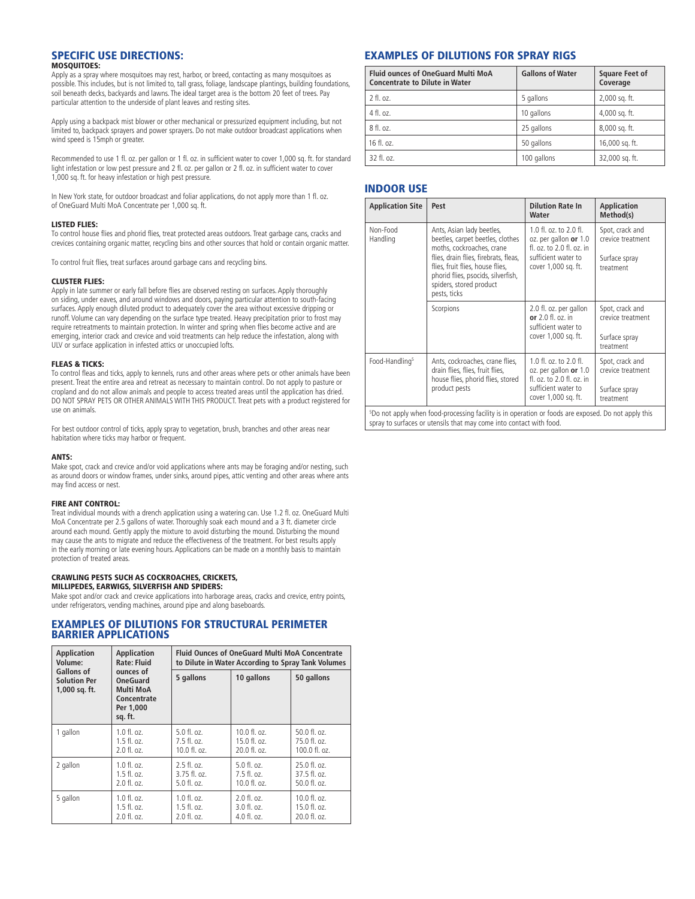## SPECIFIC USE DIRECTIONS:

### MOSQUITOES:

Apply as a spray where mosquitoes may rest, harbor, or breed, contacting as many mosquitoes as possible. This includes, but is not limited to, tall grass, foliage, landscape plantings, building foundations, soil beneath decks, backyards and lawns. The ideal target area is the bottom 20 feet of trees. Pay particular attention to the underside of plant leaves and resting sites.

Apply using a backpack mist blower or other mechanical or pressurized equipment including, but not limited to, backpack sprayers and power sprayers. Do not make outdoor broadcast applications when wind speed is 15mph or greater.

Recommended to use 1 fl. oz. per gallon or 1 fl. oz. in sufficient water to cover 1,000 sq. ft. for standard light infestation or low pest pressure and 2 fl. oz. per gallon or 2 fl. oz. in sufficient water to cover 1,000 sq. ft. for heavy infestation or high pest pressure.

In New York state, for outdoor broadcast and foliar applications, do not apply more than 1 fl. oz. of OneGuard Multi MoA Concentrate per 1,000 sq. ft.

### LISTED FLIES:

To control house flies and phorid flies, treat protected areas outdoors. Treat garbage cans, cracks and crevices containing organic matter, recycling bins and other sources that hold or contain organic matter.

To control fruit flies, treat surfaces around garbage cans and recycling bins.

### CLUSTER FLIES:

Apply in late summer or early fall before flies are observed resting on surfaces. Apply thoroughly on siding, under eaves, and around windows and doors, paying particular attention to south-facing surfaces. Apply enough diluted product to adequately cover the area without excessive dripping or runoff. Volume can vary depending on the surface type treated. Heavy precipitation prior to frost may require retreatments to maintain protection. In winter and spring when flies become active and are emerging, interior crack and crevice and void treatments can help reduce the infestation, along with ULV or surface application in infested attics or unoccupied lofts.

### FLEAS & TICKS:

To control fleas and ticks, apply to kennels, runs and other areas where pets or other animals have been present. Treat the entire area and retreat as necessary to maintain control. Do not apply to pasture or cropland and do not allow animals and people to access treated areas until the application has dried. DO NOT SPRAY PETS OR OTHER ANIMALS WITH THIS PRODUCT. Treat pets with a product registered for use on animals.

For best outdoor control of ticks, apply spray to vegetation, brush, branches and other areas near habitation where ticks may harbor or frequent.

### ANTS:

Make spot, crack and crevice and/or void applications where ants may be foraging and/or nesting, such as around doors or window frames, under sinks, around pipes, attic venting and other areas where ants may find access or nest.

### FIRE ANT CONTROL:

Treat individual mounds with a drench application using a watering can. Use 1.2 fl. oz. OneGuard Multi MoA Concentrate per 2.5 gallons of water. Thoroughly soak each mound and a 3 ft. diameter circle around each mound. Gently apply the mixture to avoid disturbing the mound. Disturbing the mound may cause the ants to migrate and reduce the effectiveness of the treatment. For best results apply in the early morning or late evening hours. Applications can be made on a monthly basis to maintain protection of treated areas.

### CRAWLING PESTS SUCH AS COCKROACHES, CRICKETS, MILLIPEDES, EARWIGS, SILVERFISH AND SPIDERS:

Make spot and/or crack and crevice applications into harborage areas, cracks and crevice, entry points, under refrigerators, vending machines, around pipe and along baseboards.

## EXAMPLES OF DILUTIONS FOR STRUCTURAL PERIMETER BARRIER APPLICATIONS

| Application Volume: Gallons of Solution Per 1,000 sq. ft. | Application Rate: Fluid ounces of OneGuard Multi MoA Concentrate Per 1,000 sq. ft. | Fluid Ounces of OneGuard Multi MoA Concentrate to Dilute in Water According to Spray Tank Volumes | | |
|---|---|---|---|---|
| | | 5 gallons | 10 gallons | 50 gallons |
| 1 gallon | 1.0 fl. oz.<br>1.5 fl. oz.<br>2.0 fl. oz. | 5.0 fl. oz.<br>7.5 fl. oz.<br>10.0 fl. oz. | 10.0 fl. oz.<br>15.0 fl. oz.<br>20.0 fl. oz. | 50.0 fl. oz.<br>75.0 fl. oz.<br>100.0 fl. oz. |
| 2 gallon | 1.0 fl. oz.<br>1.5 fl. oz.<br>2.0 fl. oz. | 2.5 fl. oz.<br>3.75 fl. oz.<br>5.0 fl. oz. | 5.0 fl. oz.<br>7.5 fl. oz.<br>10.0 fl. oz. | 25.0 fl. oz.<br>37.5 fl. oz.<br>50.0 fl. oz. |
| 5 gallon | 1.0 fl. oz.<br>1.5 fl. oz.<br>2.0 fl. oz. | 1.0 fl. oz.<br>1.5 fl. oz.<br>2.0 fl. oz. | 2.0 fl. oz.<br>3.0 fl. oz.<br>4.0 fl. oz. | 10.0 fl. oz.<br>15.0 fl. oz.<br>20.0 fl. oz. |

## EXAMPLES OF DILUTIONS FOR SPRAY RIGS

| Fluid ounces of OneGuard Multi MoA Concentrate to Dilute in Water | Gallons of Water | Square Feet of Coverage |
|---|---|---|
| 2 fl. oz. | 5 gallons | 2,000 sq. ft. |
| 4 fl. oz. | 10 gallons | 4,000 sq. ft. |
| 8 fl. oz. | 25 gallons | 8,000 sq. ft. |
| 16 fl. oz. | 50 gallons | 16,000 sq. ft. |
| 32 fl. oz. | 100 gallons | 32,000 sq. ft. |

## INDOOR USE

| Application Site | Pest | Dilution Rate In Water | Application Method(s) |
|---|---|---|---|
| Non-Food Handling | Ants, Asian lady beetles, beetles, carpet beetles, clothes moths, cockroaches, crane flies, drain flies, firebrats, fleas, flies, fruit flies, house flies, phorid flies, psocids, silverfish, spiders, stored product pests, ticks | 1.0 fl. oz. to 2.0 fl. oz. per gallon **or** 1.0 fl. oz. to 2.0 fl. oz. in sufficient water to cover 1,000 sq. ft. | Spot, crack and crevice treatment<br><br>Surface spray treatment |
| | Scorpions | 2.0 fl. oz. per gallon **or** 2.0 fl. oz. in sufficient water to cover 1,000 sq. ft. | Spot, crack and crevice treatment<br><br>Surface spray treatment |
| Food-Handling[5] | Ants, cockroaches, crane flies, drain flies, flies, fruit flies, house flies, phorid flies, stored product pests | 1.0 fl. oz. to 2.0 fl. oz. per gallon **or** 1.0 fl. oz. to 2.0 fl. oz. in sufficient water to cover 1,000 sq. ft. | Spot, crack and crevice treatment<br><br>Surface spray treatment |

[5]Do not apply when food-processing facility is in operation or foods are exposed. Do not apply this spray to surfaces or utensils that may come into contact with food.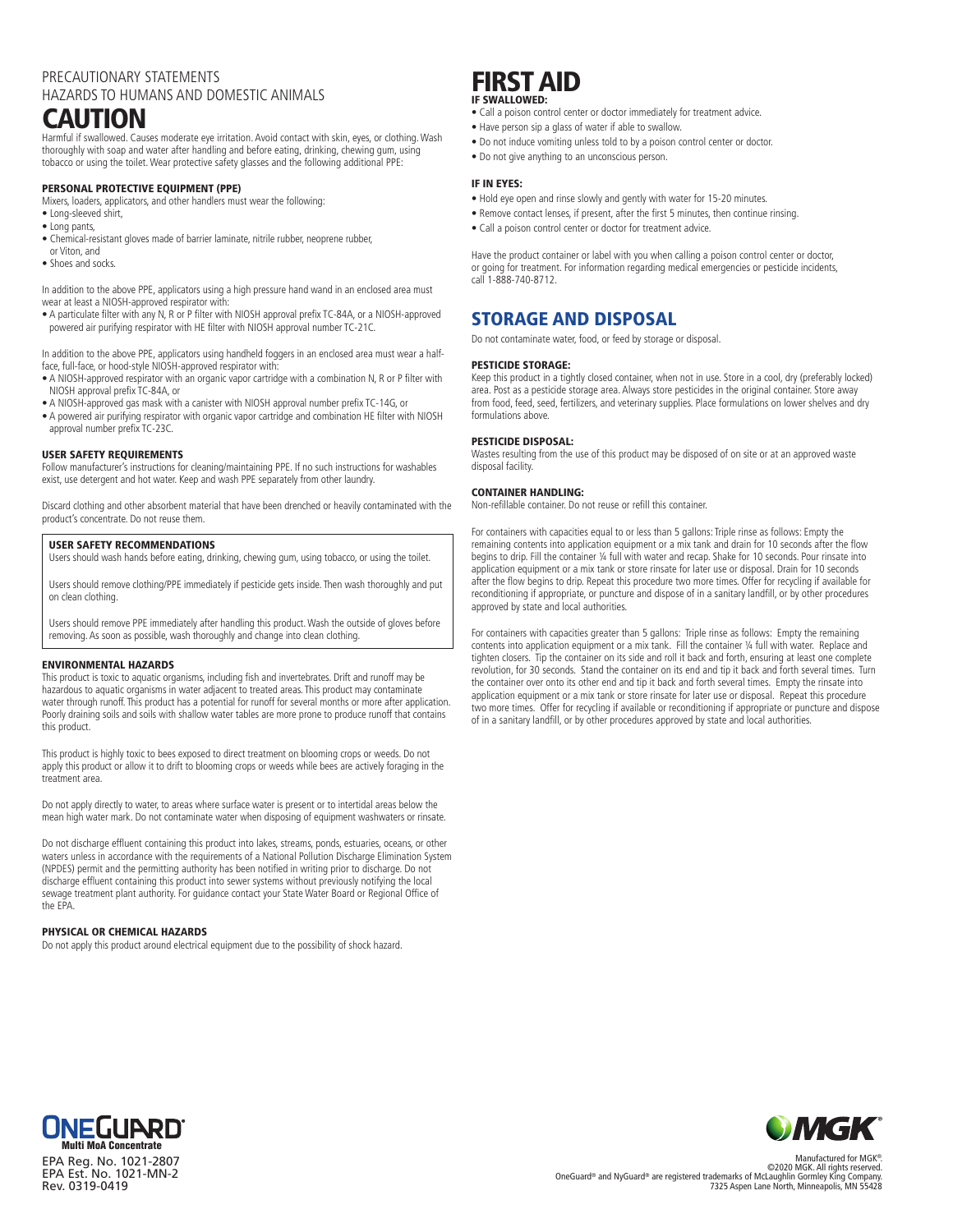PRECAUTIONARY STATEMENTS

HAZARDS TO HUMANS AND DOMESTIC ANIMALS

# CAUTION

Harmful if swallowed. Causes moderate eye irritation. Avoid contact with skin, eyes, or clothing. Wash thoroughly with soap and water after handling and before eating, drinking, chewing gum, using tobacco or using the toilet. Wear protective safety glasses and the following additional PPE:

### PERSONAL PROTECTIVE EQUIPMENT (PPE)

Mixers, loaders, applicators, and other handlers must wear the following:

- Long-sleeved shirt,
- Long pants,
- Chemical-resistant gloves made of barrier laminate, nitrile rubber, neoprene rubber, or Viton, and
- Shoes and socks.

In addition to the above PPE, applicators using a high pressure hand wand in an enclosed area must wear at least a NIOSH-approved respirator with:

- A particulate filter with any N, R or P filter with NIOSH approval prefix TC-84A, or a NIOSH-approved powered air purifying respirator with HE filter with NIOSH approval number TC-21C.

In addition to the above PPE, applicators using handheld foggers in an enclosed area must wear a half-face, full-face, or hood-style NIOSH-approved respirator with:

- A NIOSH-approved respirator with an organic vapor cartridge with a combination N, R or P filter with NIOSH approval prefix TC-84A, or
- A NIOSH-approved gas mask with a canister with NIOSH approval number prefix TC-14G, or
- A powered air purifying respirator with organic vapor cartridge and combination HE filter with NIOSH approval number prefix TC-23C.

### USER SAFETY REQUIREMENTS

Follow manufacturer's instructions for cleaning/maintaining PPE. If no such instructions for washables exist, use detergent and hot water. Keep and wash PPE separately from other laundry.

Discard clothing and other absorbent material that have been drenched or heavily contaminated with the product's concentrate. Do not reuse them.

### USER SAFETY RECOMMENDATIONS

Users should wash hands before eating, drinking, chewing gum, using tobacco, or using the toilet.

Users should remove clothing/PPE immediately if pesticide gets inside. Then wash thoroughly and put on clean clothing.

Users should remove PPE immediately after handling this product. Wash the outside of gloves before removing. As soon as possible, wash thoroughly and change into clean clothing.

### ENVIRONMENTAL HAZARDS

This product is toxic to aquatic organisms, including fish and invertebrates. Drift and runoff may be hazardous to aquatic organisms in water adjacent to treated areas. This product may contaminate water through runoff. This product has a potential for runoff for several months or more after application. Poorly draining soils and soils with shallow water tables are more prone to produce runoff that contains this product.

This product is highly toxic to bees exposed to direct treatment on blooming crops or weeds. Do not apply this product or allow it to drift to blooming crops or weeds while bees are actively foraging in the treatment area.

Do not apply directly to water, to areas where surface water is present or to intertidal areas below the mean high water mark. Do not contaminate water when disposing of equipment washwaters or rinsate.

Do not discharge effluent containing this product into lakes, streams, ponds, estuaries, oceans, or other waters unless in accordance with the requirements of a National Pollution Discharge Elimination System (NPDES) permit and the permitting authority has been notified in writing prior to discharge. Do not discharge effluent containing this product into sewer systems without previously notifying the local sewage treatment plant authority. For guidance contact your State Water Board or Regional Office of the EPA.

### PHYSICAL OR CHEMICAL HAZARDS

Do not apply this product around electrical equipment due to the possibility of shock hazard.

# FIRST AID

### IF SWALLOWED:

- Call a poison control center or doctor immediately for treatment advice.
- Have person sip a glass of water if able to swallow.
- Do not induce vomiting unless told to by a poison control center or doctor.
- Do not give anything to an unconscious person.

### IF IN EYES:

- Hold eye open and rinse slowly and gently with water for 15-20 minutes.
- Remove contact lenses, if present, after the first 5 minutes, then continue rinsing.
- Call a poison control center or doctor for treatment advice.

Have the product container or label with you when calling a poison control center or doctor, or going for treatment. For information regarding medical emergencies or pesticide incidents, call 1-888-740-8712.

## STORAGE AND DISPOSAL

Do not contaminate water, food, or feed by storage or disposal.

### PESTICIDE STORAGE:

Keep this product in a tightly closed container, when not in use. Store in a cool, dry (preferably locked) area. Post as a pesticide storage area. Always store pesticides in the original container. Store away from food, feed, seed, fertilizers, and veterinary supplies. Place formulations on lower shelves and dry formulations above.

### PESTICIDE DISPOSAL:

Wastes resulting from the use of this product may be disposed of on site or at an approved waste disposal facility.

### CONTAINER HANDLING:

Non-refillable container. Do not reuse or refill this container.

For containers with capacities equal to or less than 5 gallons: Triple rinse as follows: Empty the remaining contents into application equipment or a mix tank and drain for 10 seconds after the flow begins to drip. Fill the container ¼ full with water and recap. Shake for 10 seconds. Pour rinsate into application equipment or a mix tank or store rinsate for later use or disposal. Drain for 10 seconds after the flow begins to drip. Repeat this procedure two more times. Offer for recycling if available for reconditioning if appropriate, or puncture and dispose of in a sanitary landfill, or by other procedures approved by state and local authorities.

For containers with capacities greater than 5 gallons: Triple rinse as follows: Empty the remaining contents into application equipment or a mix tank. Fill the container ¼ full with water. Replace and tighten closers. Tip the container on its side and roll it back and forth, ensuring at least one complete revolution, for 30 seconds. Stand the container on its end and tip it back and forth several times. Turn the container over onto its other end and tip it back and forth several times. Empty the rinsate into application equipment or a mix tank or store rinsate for later use or disposal. Repeat this procedure two more times. Offer for recycling if available or reconditioning if appropriate or puncture and dispose of in a sanitary landfill, or by other procedures approved by state and local authorities.

ONEGUARD®
Multi MoA Concentrate

EPA Reg. No. 1021-2807
EPA Est. No. 1021-MN-2
Rev. 0319-0419

MGK®

Manufactured for MGK®.
©2020 MGK. All rights reserved.
OneGuard® and NyGuard® are registered trademarks of McLaughlin Gormley King Company.
7325 Aspen Lane North, Minneapolis, MN 55428